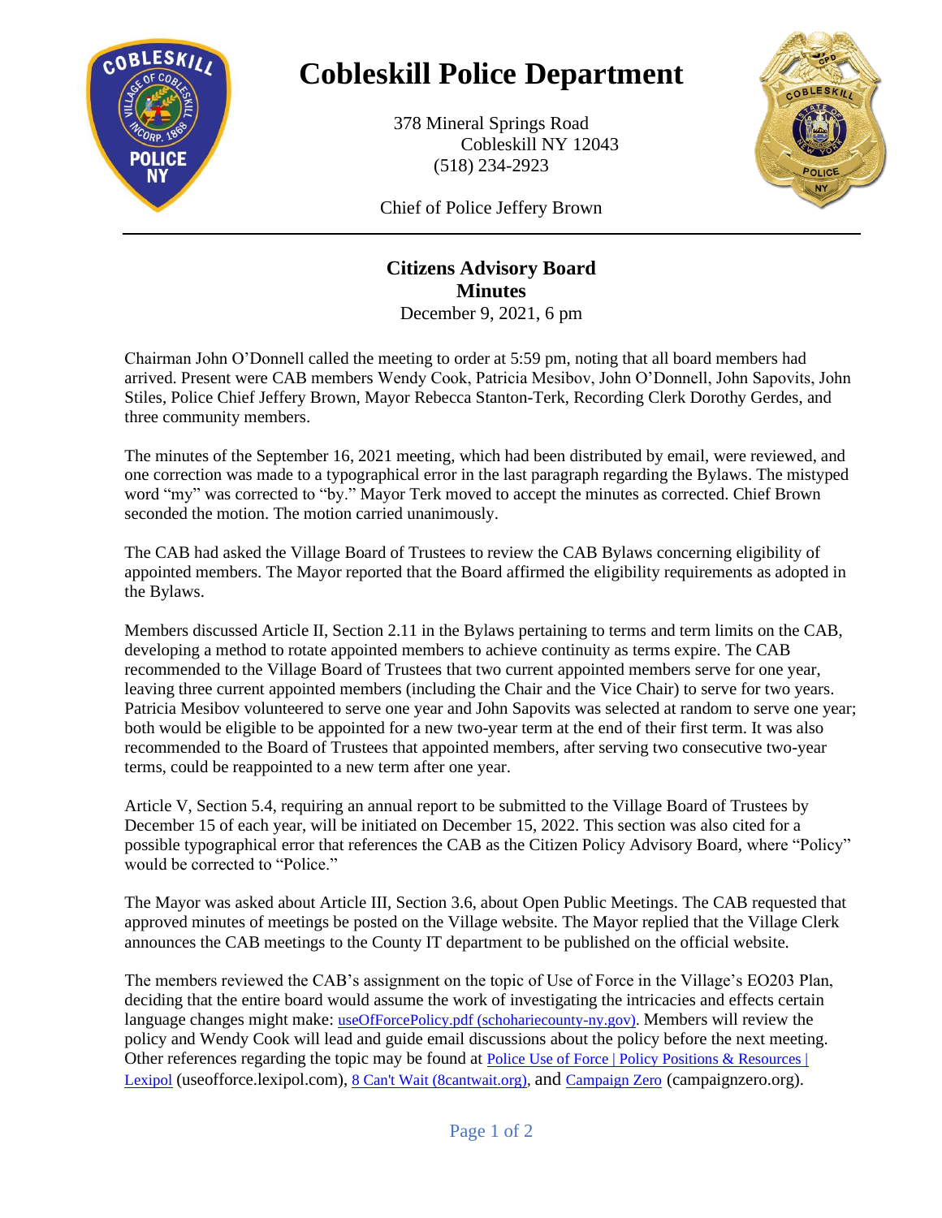# Cobleskill Police Department

378 Mineral Springs Road
Cobleskill NY 12043
(518) 234-2923

Chief of Police Jeffery Brown

## Citizens Advisory Board
## Minutes

December 9, 2021, 6 pm

Chairman John O'Donnell called the meeting to order at 5:59 pm, noting that all board members had arrived. Present were CAB members Wendy Cook, Patricia Mesibov, John O'Donnell, John Sapovits, John Stiles, Police Chief Jeffery Brown, Mayor Rebecca Stanton-Terk, Recording Clerk Dorothy Gerdes, and three community members.

The minutes of the September 16, 2021 meeting, which had been distributed by email, were reviewed, and one correction was made to a typographical error in the last paragraph regarding the Bylaws. The mistyped word "my" was corrected to "by." Mayor Terk moved to accept the minutes as corrected. Chief Brown seconded the motion. The motion carried unanimously.

The CAB had asked the Village Board of Trustees to review the CAB Bylaws concerning eligibility of appointed members. The Mayor reported that the Board affirmed the eligibility requirements as adopted in the Bylaws.

Members discussed Article II, Section 2.11 in the Bylaws pertaining to terms and term limits on the CAB, developing a method to rotate appointed members to achieve continuity as terms expire. The CAB recommended to the Village Board of Trustees that two current appointed members serve for one year, leaving three current appointed members (including the Chair and the Vice Chair) to serve for two years. Patricia Mesibov volunteered to serve one year and John Sapovits was selected at random to serve one year; both would be eligible to be appointed for a new two-year term at the end of their first term. It was also recommended to the Board of Trustees that appointed members, after serving two consecutive two-year terms, could be reappointed to a new term after one year.

Article V, Section 5.4, requiring an annual report to be submitted to the Village Board of Trustees by December 15 of each year, will be initiated on December 15, 2022. This section was also cited for a possible typographical error that references the CAB as the Citizen Policy Advisory Board, where "Policy" would be corrected to "Police."

The Mayor was asked about Article III, Section 3.6, about Open Public Meetings. The CAB requested that approved minutes of meetings be posted on the Village website. The Mayor replied that the Village Clerk announces the CAB meetings to the County IT department to be published on the official website.

The members reviewed the CAB's assignment on the topic of Use of Force in the Village's EO203 Plan, deciding that the entire board would assume the work of investigating the intricacies and effects certain language changes might make: useOfForcePolicy.pdf (schohariecounty-ny.gov). Members will review the policy and Wendy Cook will lead and guide email discussions about the policy before the next meeting. Other references regarding the topic may be found at Police Use of Force | Policy Positions & Resources | Lexipol (useofforce.lexipol.com), 8 Can't Wait (8cantwait.org), and Campaign Zero (campaignzero.org).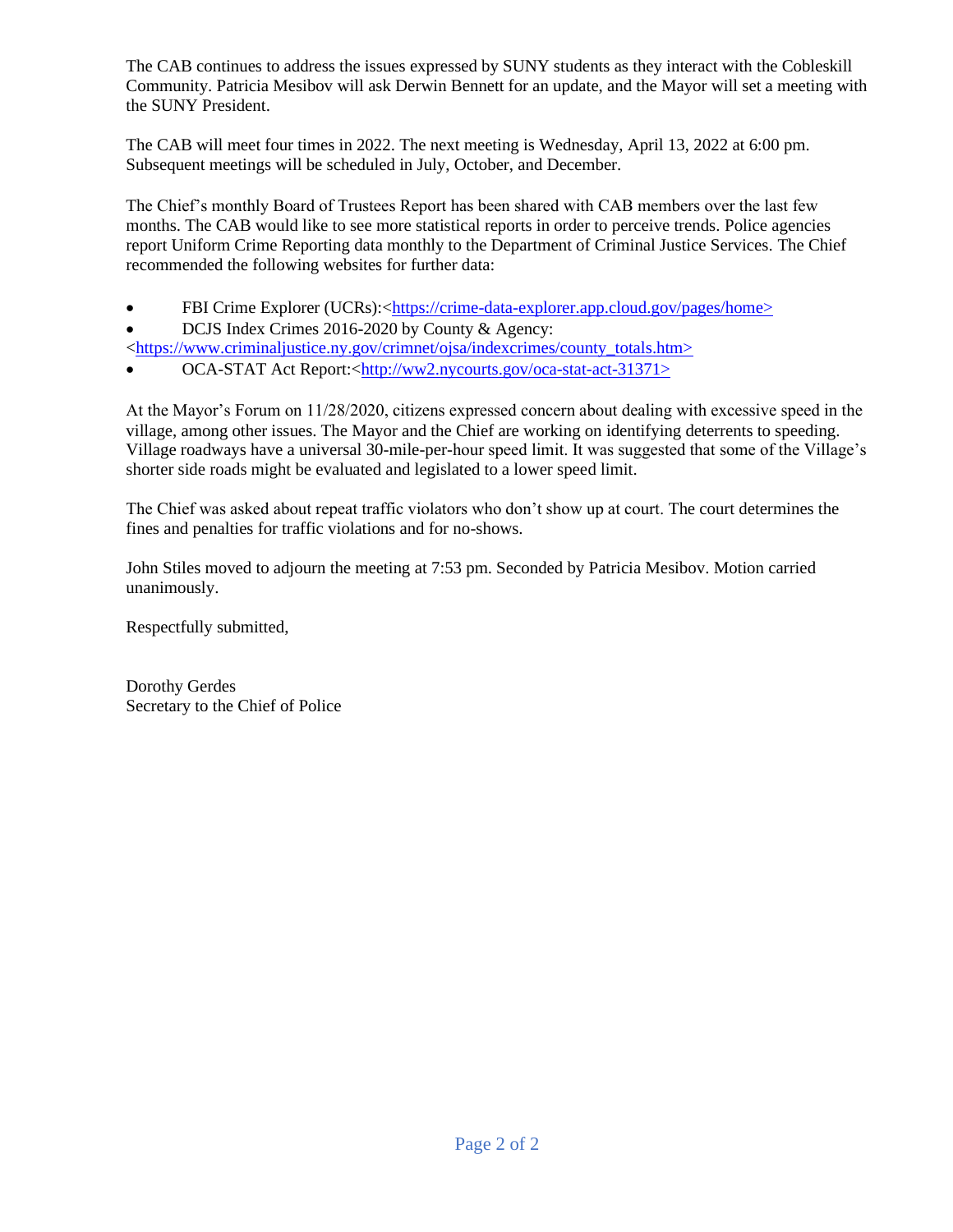The CAB continues to address the issues expressed by SUNY students as they interact with the Cobleskill Community. Patricia Mesibov will ask Derwin Bennett for an update, and the Mayor will set a meeting with the SUNY President.

The CAB will meet four times in 2022. The next meeting is Wednesday, April 13, 2022 at 6:00 pm. Subsequent meetings will be scheduled in July, October, and December.

The Chief's monthly Board of Trustees Report has been shared with CAB members over the last few months. The CAB would like to see more statistical reports in order to perceive trends. Police agencies report Uniform Crime Reporting data monthly to the Department of Criminal Justice Services. The Chief recommended the following websites for further data:

- FBI Crime Explorer (UCRs):<https://crime-data-explorer.app.cloud.gov/pages/home>
- DCJS Index Crimes 2016-2020 by County & Agency: <https://www.criminaljustice.ny.gov/crimnet/ojsa/indexcrimes/county_totals.htm>
- OCA-STAT Act Report:<http://ww2.nycourts.gov/oca-stat-act-31371>

At the Mayor's Forum on 11/28/2020, citizens expressed concern about dealing with excessive speed in the village, among other issues. The Mayor and the Chief are working on identifying deterrents to speeding. Village roadways have a universal 30-mile-per-hour speed limit. It was suggested that some of the Village's shorter side roads might be evaluated and legislated to a lower speed limit.

The Chief was asked about repeat traffic violators who don't show up at court. The court determines the fines and penalties for traffic violations and for no-shows.

John Stiles moved to adjourn the meeting at 7:53 pm. Seconded by Patricia Mesibov. Motion carried unanimously.

Respectfully submitted,

Dorothy Gerdes
Secretary to the Chief of Police